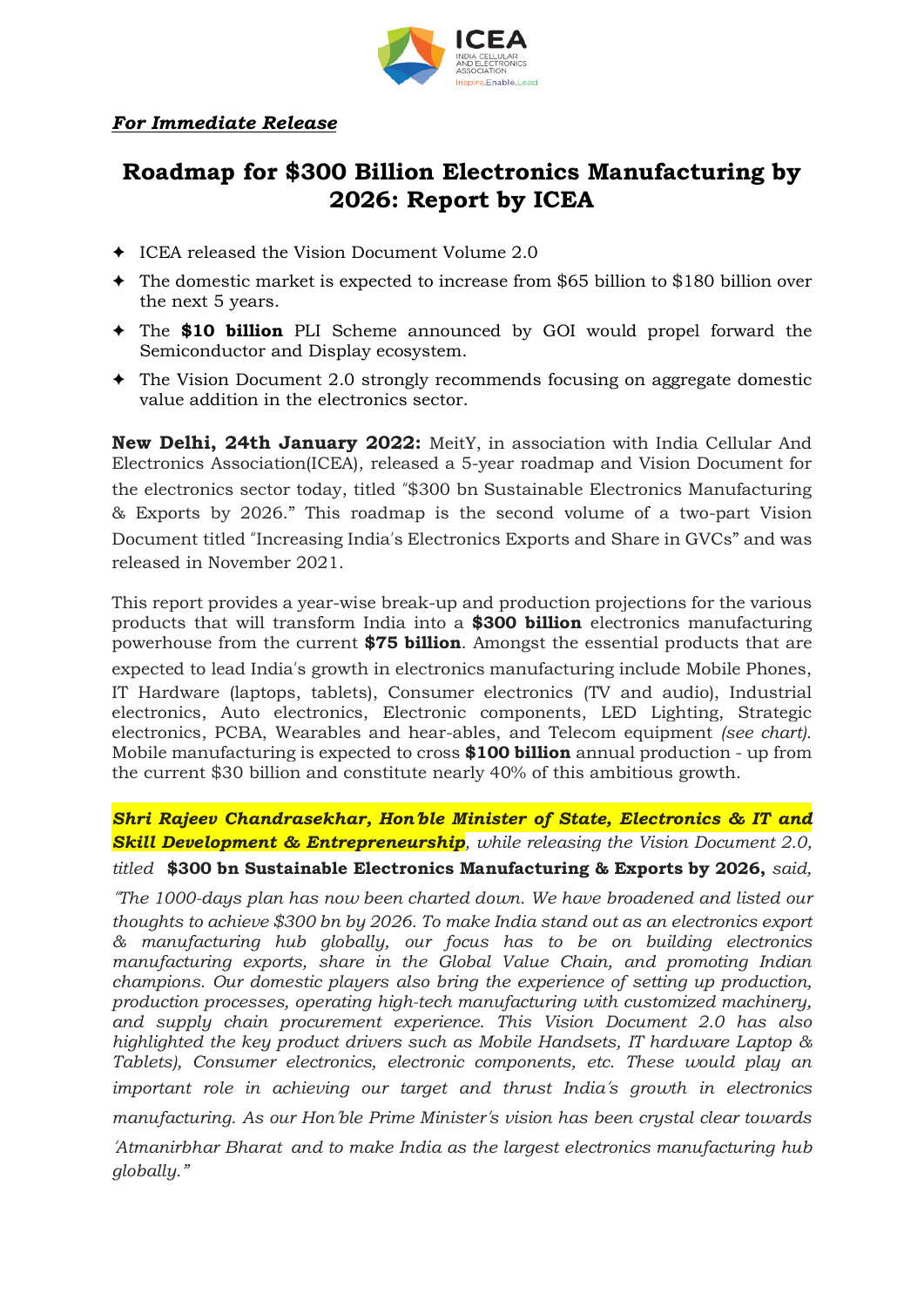***For Immediate Release***

# Roadmap for $300 Billion Electronics Manufacturing by 2026: Report by ICEA

- ICEA released the Vision Document Volume 2.0
- The domestic market is expected to increase from $65 billion to $180 billion over the next 5 years.
- The **$10 billion** PLI Scheme announced by GOI would propel forward the Semiconductor and Display ecosystem.
- The Vision Document 2.0 strongly recommends focusing on aggregate domestic value addition in the electronics sector.

**New Delhi, 24th January 2022:** MeitY, in association with India Cellular And Electronics Association(ICEA), released a 5-year roadmap and Vision Document for the electronics sector today, titled "$300 bn Sustainable Electronics Manufacturing & Exports by 2026." This roadmap is the second volume of a two-part Vision Document titled "Increasing India's Electronics Exports and Share in GVCs" and was released in November 2021.

This report provides a year-wise break-up and production projections for the various products that will transform India into a **$300 billion** electronics manufacturing powerhouse from the current **$75 billion**. Amongst the essential products that are expected to lead India's growth in electronics manufacturing include Mobile Phones, IT Hardware (laptops, tablets), Consumer electronics (TV and audio), Industrial electronics, Auto electronics, Electronic components, LED Lighting, Strategic electronics, PCBA, Wearables and hear-ables, and Telecom equipment *(see chart).* Mobile manufacturing is expected to cross **$100 billion** annual production - up from the current $30 billion and constitute nearly 40% of this ambitious growth.

***Shri Rajeev Chandrasekhar, Hon'ble Minister of State, Electronics & IT and Skill Development & Entrepreneurship****, while releasing the Vision Document 2.0, titled* **$300 bn Sustainable Electronics Manufacturing & Exports by 2026,** *said,*

*"The 1000-days plan has now been charted down. We have broadened and listed our thoughts to achieve $300 bn by 2026. To make India stand out as an electronics export & manufacturing hub globally, our focus has to be on building electronics manufacturing exports, share in the Global Value Chain, and promoting Indian champions. Our domestic players also bring the experience of setting up production, production processes, operating high-tech manufacturing with customized machinery, and supply chain procurement experience. This Vision Document 2.0 has also highlighted the key product drivers such as Mobile Handsets, IT hardware Laptop & Tablets), Consumer electronics, electronic components, etc. These would play an important role in achieving our target and thrust India's growth in electronics manufacturing. As our Hon'ble Prime Minister's vision has been crystal clear towards 'Atmanirbhar Bharat and to make India as the largest electronics manufacturing hub globally."*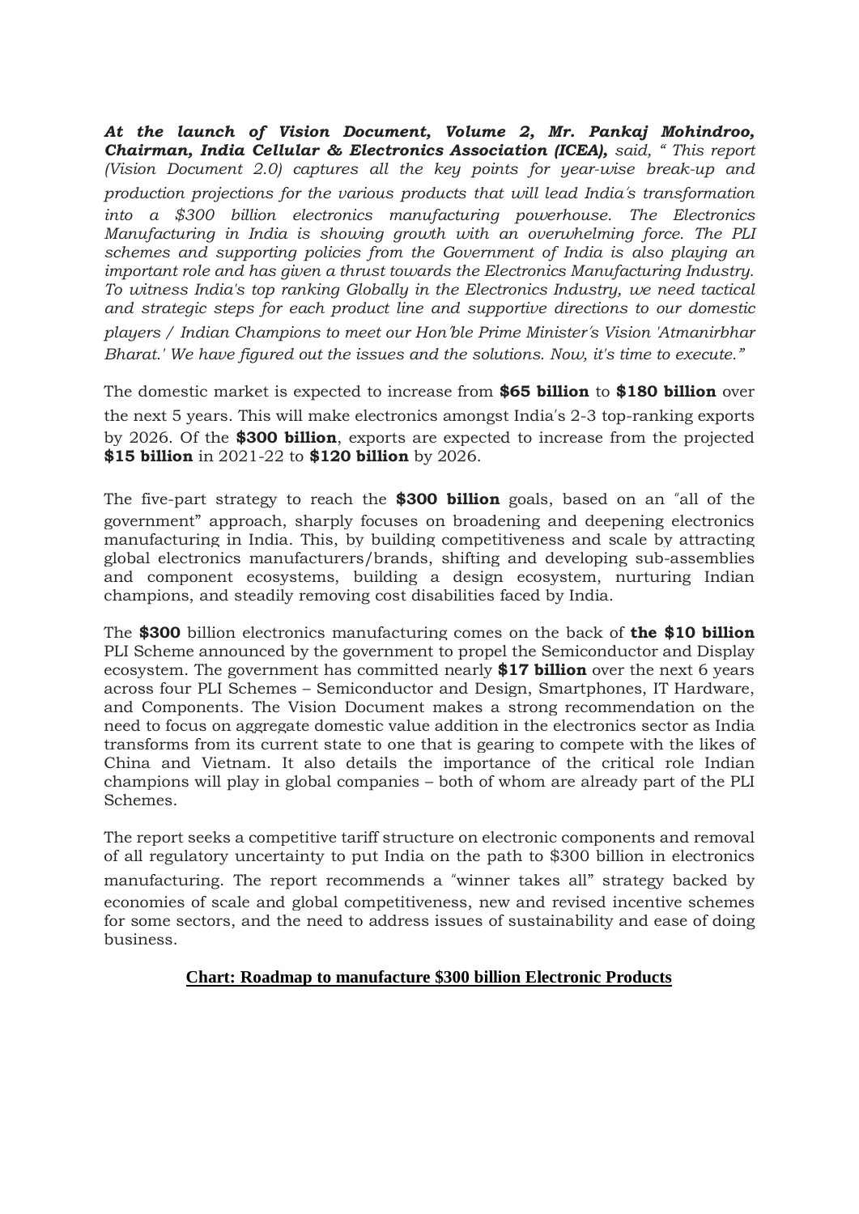***At the launch of Vision Document, Volume 2, Mr. Pankaj Mohindroo, Chairman, India Cellular & Electronics Association (ICEA),*** *said, " This report (Vision Document 2.0) captures all the key points for year-wise break-up and production projections for the various products that will lead India's transformation into a $300 billion electronics manufacturing powerhouse. The Electronics Manufacturing in India is showing growth with an overwhelming force. The PLI schemes and supporting policies from the Government of India is also playing an important role and has given a thrust towards the Electronics Manufacturing Industry. To witness India's top ranking Globally in the Electronics Industry, we need tactical and strategic steps for each product line and supportive directions to our domestic players / Indian Champions to meet our Hon'ble Prime Minister's Vision 'Atmanirbhar Bharat.' We have figured out the issues and the solutions. Now, it's time to execute."*

The domestic market is expected to increase from **$65 billion** to **$180 billion** over the next 5 years. This will make electronics amongst India's 2-3 top-ranking exports by 2026. Of the **$300 billion**, exports are expected to increase from the projected **$15 billion** in 2021-22 to **$120 billion** by 2026.

The five-part strategy to reach the **$300 billion** goals, based on an "all of the government" approach, sharply focuses on broadening and deepening electronics manufacturing in India. This, by building competitiveness and scale by attracting global electronics manufacturers/brands, shifting and developing sub-assemblies and component ecosystems, building a design ecosystem, nurturing Indian champions, and steadily removing cost disabilities faced by India.

The **$300** billion electronics manufacturing comes on the back of **the $10 billion** PLI Scheme announced by the government to propel the Semiconductor and Display ecosystem. The government has committed nearly **$17 billion** over the next 6 years across four PLI Schemes – Semiconductor and Design, Smartphones, IT Hardware, and Components. The Vision Document makes a strong recommendation on the need to focus on aggregate domestic value addition in the electronics sector as India transforms from its current state to one that is gearing to compete with the likes of China and Vietnam. It also details the importance of the critical role Indian champions will play in global companies – both of whom are already part of the PLI Schemes.

The report seeks a competitive tariff structure on electronic components and removal of all regulatory uncertainty to put India on the path to $300 billion in electronics manufacturing. The report recommends a "winner takes all" strategy backed by economies of scale and global competitiveness, new and revised incentive schemes for some sectors, and the need to address issues of sustainability and ease of doing business.

**Chart: Roadmap to manufacture $300 billion Electronic Products**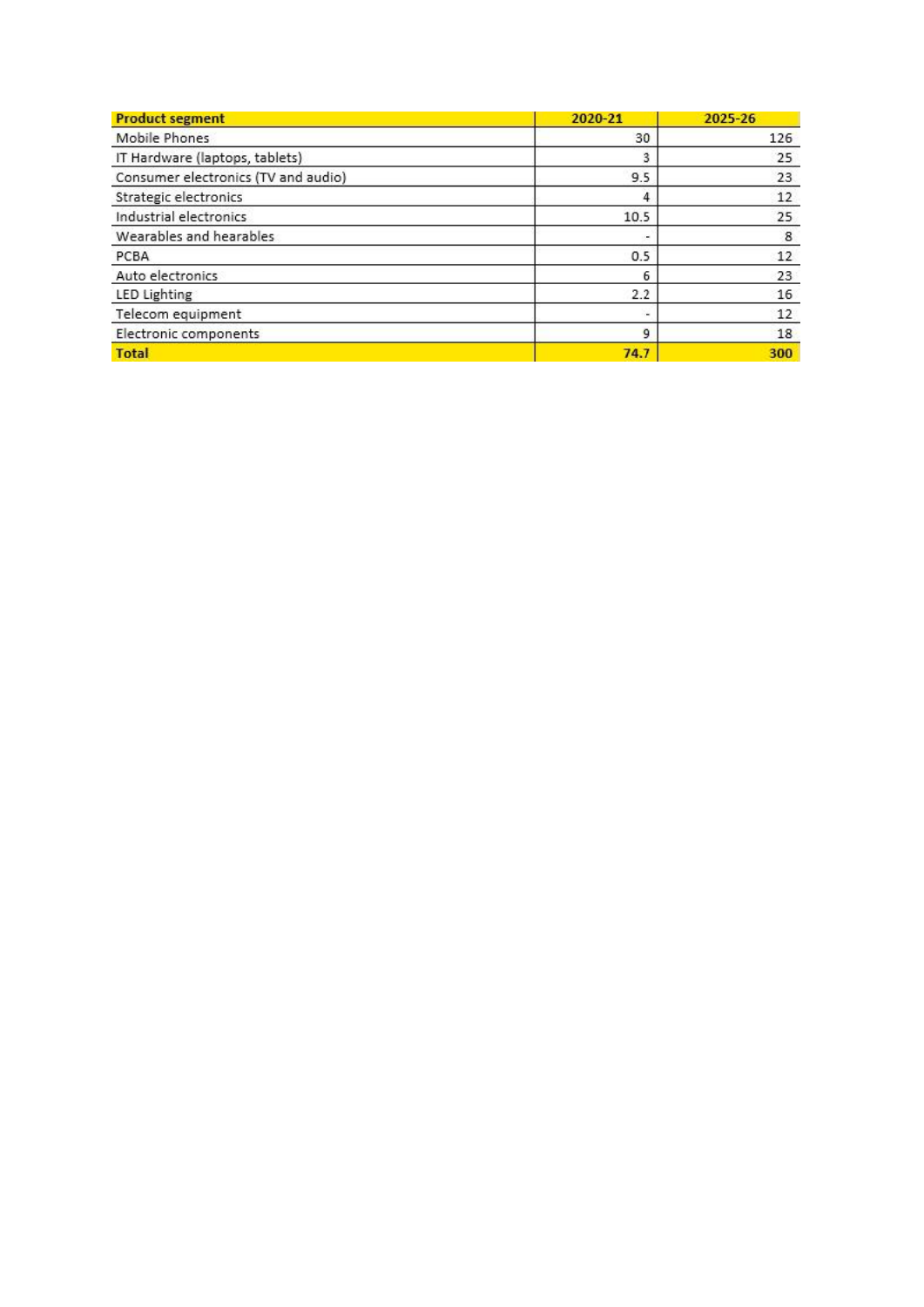| Product segment | 2020-21 | 2025-26 |
| --- | --- | --- |
| Mobile Phones | 30 | 126 |
| IT Hardware (laptops, tablets) | 3 | 25 |
| Consumer electronics (TV and audio) | 9.5 | 23 |
| Strategic electronics | 4 | 12 |
| Industrial electronics | 10.5 | 25 |
| Wearables and hearables | - | 8 |
| PCBA | 0.5 | 12 |
| Auto electronics | 6 | 23 |
| LED Lighting | 2.2 | 16 |
| Telecom equipment | - | 12 |
| Electronic components | 9 | 18 |
| **Total** | **74.7** | **300** |